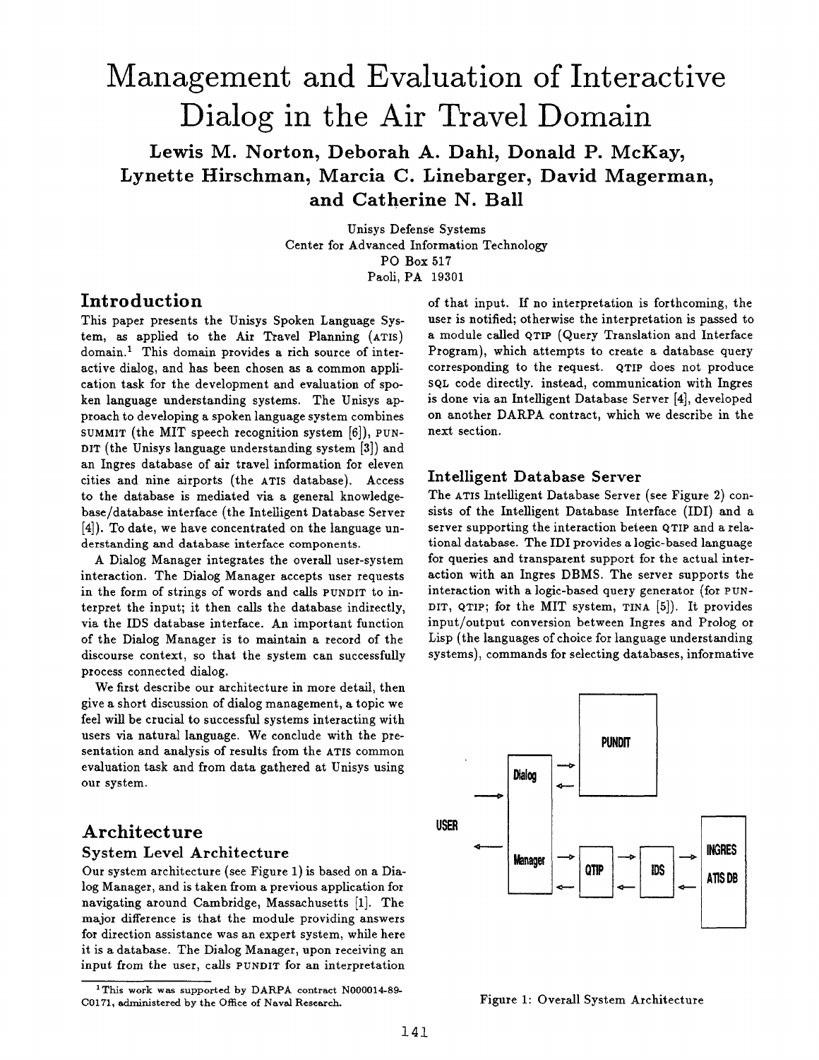# Management and Evaluation of Interactive Dialog in the Air Travel Domain

**Lewis M. Norton, Deborah A. Dahl, Donald P. McKay, Lynette Hirschman, Marcia C. Linebarger, David Magerman, and Catherine N. Ball**

Unisys Defense Systems
Center for Advanced Information Technology
PO Box 517
Paoli, PA 19301

## Introduction

This paper presents the Unisys Spoken Language System, as applied to the Air Travel Planning (ATIS) domain.[1] This domain provides a rich source of interactive dialog, and has been chosen as a common application task for the development and evaluation of spoken language understanding systems. The Unisys approach to developing a spoken language system combines SUMMIT (the MIT speech recognition system [6]), PUNDIT (the Unisys language understanding system [3]) and an Ingres database of air travel information for eleven cities and nine airports (the ATIS database). Access to the database is mediated via a general knowledge-base/database interface (the Intelligent Database Server [4]). To date, we have concentrated on the language understanding and database interface components.

A Dialog Manager integrates the overall user-system interaction. The Dialog Manager accepts user requests in the form of strings of words and calls PUNDIT to interpret the input; it then calls the database indirectly, via the IDS database interface. An important function of the Dialog Manager is to maintain a record of the discourse context, so that the system can successfully process connected dialog.

We first describe our architecture in more detail, then give a short discussion of dialog management, a topic we feel will be crucial to successful systems interacting with users via natural language. We conclude with the presentation and analysis of results from the ATIS common evaluation task and from data gathered at Unisys using our system.

## Architecture

### System Level Architecture

Our system architecture (see Figure 1) is based on a Dialog Manager, and is taken from a previous application for navigating around Cambridge, Massachusetts [1]. The major difference is that the module providing answers for direction assistance was an expert system, while here it is a database. The Dialog Manager, upon receiving an input from the user, calls PUNDIT for an interpretation of that input. If no interpretation is forthcoming, the user is notified; otherwise the interpretation is passed to a module called QTIP (Query Translation and Interface Program), which attempts to create a database query corresponding to the request. QTIP does not produce SQL code directly. instead, communication with Ingres is done via an Intelligent Database Server [4], developed on another DARPA contract, which we describe in the next section.

### Intelligent Database Server

The ATIS Intelligent Database Server (see Figure 2) consists of the Intelligent Database Interface (IDI) and a server supporting the interaction beteen QTIP and a relational database. The IDI provides a logic-based language for queries and transparent support for the actual interaction with an Ingres DBMS. The server supports the interaction with a logic-based query generator (for PUNDIT, QTIP; for the MIT system, TINA [5]). It provides input/output conversion between Ingres and Prolog or Lisp (the languages of choice for language understanding systems), commands for selecting databases, informative

Figure 1: Overall System Architecture

[1] This work was supported by DARPA contract N000014-89-C0171, administered by the Office of Naval Research.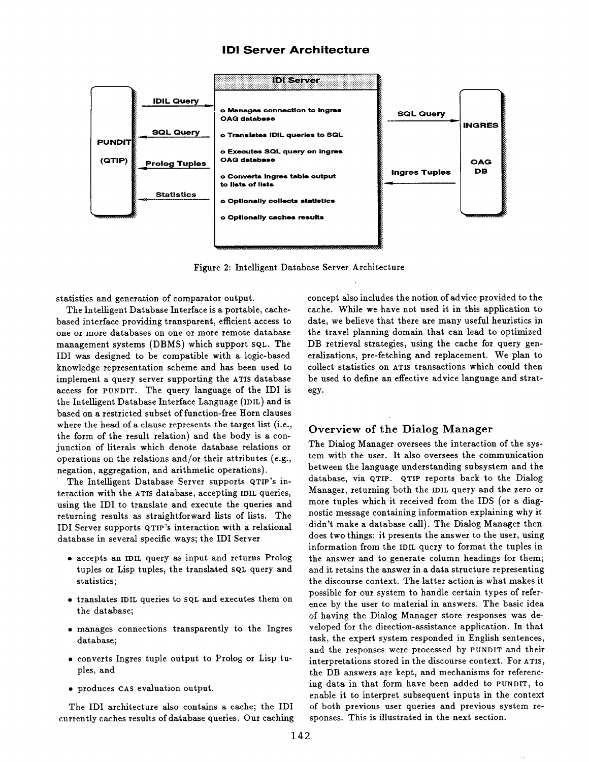## IDI Server Architecture

**PUNDIT (QTIP)**

- IDIL Query →
- ← SQL Query
- ← Prolog Tuples
- ← Statistics

**IDI Server**

- o Manages connection to Ingres OAG database
- o Translates IDIL queries to SQL
- o Executes SQL query on Ingres OAG database
- o Converts Ingres table output to lists of lists
- o Optionally collects statistics
- o Optionally caches results

- SQL Query →
- ← Ingres Tuples

**INGRES**

**OAG DB**

Figure 2: Intelligent Database Server Architecture

statistics and generation of comparator output.

The Intelligent Database Interface is a portable, cache-based interface providing transparent, efficient access to one or more databases on one or more remote database management systems (DBMS) which support SQL. The IDI was designed to be compatible with a logic-based knowledge representation scheme and has been used to implement a query server supporting the ATIS database access for PUNDIT. The query language of the IDI is the Intelligent Database Interface Language (IDIL) and is based on a restricted subset of function-free Horn clauses where the head of a clause represents the target list (i.e., the form of the result relation) and the body is a conjunction of literals which denote database relations or operations on the relations and/or their attributes (e.g., negation, aggregation, and arithmetic operations).

The Intelligent Database Server supports QTIP's interaction with the ATIS database, accepting IDIL queries, using the IDI to translate and execute the queries and returning results as straightforward lists of lists. The IDI Server supports QTIP's interaction with a relational database in several specific ways; the IDI Server

- accepts an IDIL query as input and returns Prolog tuples or Lisp tuples, the translated SQL query and statistics;
- translates IDIL queries to SQL and executes them on the database;
- manages connections transparently to the Ingres database;
- converts Ingres tuple output to Prolog or Lisp tuples, and
- produces CAS evaluation output.

The IDI architecture also contains a cache; the IDI currently caches results of database queries. Our caching concept also includes the notion of advice provided to the cache. While we have not used it in this application to date, we believe that there are many useful heuristics in the travel planning domain that can lead to optimized DB retrieval strategies, using the cache for query generalizations, pre-fetching and replacement. We plan to collect statistics on ATIS transactions which could then be used to define an effective advice language and strategy.

## Overview of the Dialog Manager

The Dialog Manager oversees the interaction of the system with the user. It also oversees the communication between the language understanding subsystem and the database, via QTIP. QTIP reports back to the Dialog Manager, returning both the IDIL query and the zero or more tuples which it received from the IDS (or a diagnostic message containing information explaining why it didn't make a database call). The Dialog Manager then does two things: it presents the answer to the user, using information from the IDIL query to format the tuples in the answer and to generate column headings for them; and it retains the answer in a data structure representing the discourse context. The latter action is what makes it possible for our system to handle certain types of reference by the user to material in answers. The basic idea of having the Dialog Manager store responses was developed for the direction-assistance application. In that task, the expert system responded in English sentences, and the responses were processed by PUNDIT and their interpretations stored in the discourse context. For ATIS, the DB answers are kept, and mechanisms for referencing data in that form have been added to PUNDIT, to enable it to interpret subsequent inputs in the context of both previous user queries and previous system responses. This is illustrated in the next section.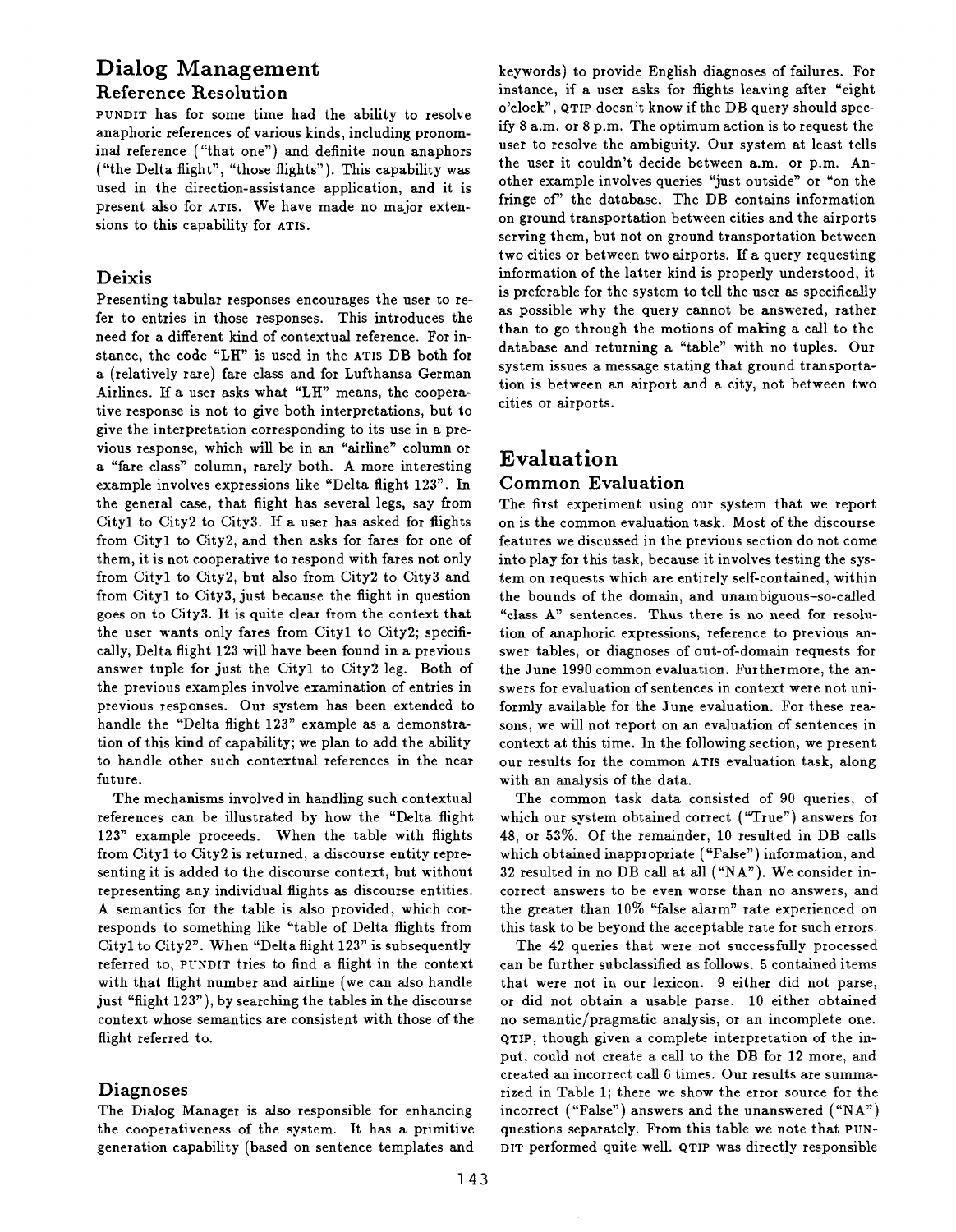# Dialog Management

## Reference Resolution

PUNDIT has for some time had the ability to resolve anaphoric references of various kinds, including pronominal reference ("that one") and definite noun anaphors ("the Delta flight", "those flights"). This capability was used in the direction-assistance application, and it is present also for ATIS. We have made no major extensions to this capability for ATIS.

## Deixis

Presenting tabular responses encourages the user to refer to entries in those responses. This introduces the need for a different kind of contextual reference. For instance, the code "LH" is used in the ATIS DB both for a (relatively rare) fare class and for Lufthansa German Airlines. If a user asks what "LH" means, the cooperative response is not to give both interpretations, but to give the interpretation corresponding to its use in a previous response, which will be in an "airline" column or a "fare class" column, rarely both. A more interesting example involves expressions like "Delta flight 123". In the general case, that flight has several legs, say from City1 to City2 to City3. If a user has asked for flights from City1 to City2, and then asks for fares for one of them, it is not cooperative to respond with fares not only from City1 to City2, but also from City2 to City3 and from City1 to City3, just because the flight in question goes on to City3. It is quite clear from the context that the user wants only fares from City1 to City2; specifically, Delta flight 123 will have been found in a previous answer tuple for just the City1 to City2 leg. Both of the previous examples involve examination of entries in previous responses. Our system has been extended to handle the "Delta flight 123" example as a demonstration of this kind of capability; we plan to add the ability to handle other such contextual references in the near future.

The mechanisms involved in handling such contextual references can be illustrated by how the "Delta flight 123" example proceeds. When the table with flights from City1 to City2 is returned, a discourse entity representing it is added to the discourse context, but without representing any individual flights as discourse entities. A semantics for the table is also provided, which corresponds to something like "table of Delta flights from City1 to City2". When "Delta flight 123" is subsequently referred to, PUNDIT tries to find a flight in the context with that flight number and airline (we can also handle just "flight 123"), by searching the tables in the discourse context whose semantics are consistent with those of the flight referred to.

## Diagnoses

The Dialog Manager is also responsible for enhancing the cooperativeness of the system. It has a primitive generation capability (based on sentence templates and keywords) to provide English diagnoses of failures. For instance, if a user asks for flights leaving after "eight o'clock", QTIP doesn't know if the DB query should specify 8 a.m. or 8 p.m. The optimum action is to request the user to resolve the ambiguity. Our system at least tells the user it couldn't decide between a.m. or p.m. Another example involves queries "just outside" or "on the fringe of" the database. The DB contains information on ground transportation between cities and the airports serving them, but not on ground transportation between two cities or between two airports. If a query requesting information of the latter kind is properly understood, it is preferable for the system to tell the user as specifically as possible why the query cannot be answered, rather than to go through the motions of making a call to the database and returning a "table" with no tuples. Our system issues a message stating that ground transportation is between an airport and a city, not between two cities or airports.

# Evaluation

## Common Evaluation

The first experiment using our system that we report on is the common evaluation task. Most of the discourse features we discussed in the previous section do not come into play for this task, because it involves testing the system on requests which are entirely self-contained, within the bounds of the domain, and unambiguous–so-called "class A" sentences. Thus there is no need for resolution of anaphoric expressions, reference to previous answer tables, or diagnoses of out-of-domain requests for the June 1990 common evaluation. Furthermore, the answers for evaluation of sentences in context were not uniformly available for the June evaluation. For these reasons, we will not report on an evaluation of sentences in context at this time. In the following section, we present our results for the common ATIS evaluation task, along with an analysis of the data.

The common task data consisted of 90 queries, of which our system obtained correct ("True") answers for 48, or 53%. Of the remainder, 10 resulted in DB calls which obtained inappropriate ("False") information, and 32 resulted in no DB call at all ("NA"). We consider incorrect answers to be even worse than no answers, and the greater than 10% "false alarm" rate experienced on this task to be beyond the acceptable rate for such errors.

The 42 queries that were not successfully processed can be further subclassified as follows. 5 contained items that were not in our lexicon. 9 either did not parse, or did not obtain a usable parse. 10 either obtained no semantic/pragmatic analysis, or an incomplete one. QTIP, though given a complete interpretation of the input, could not create a call to the DB for 12 more, and created an incorrect call 6 times. Our results are summarized in Table 1; there we show the error source for the incorrect ("False") answers and the unanswered ("NA") questions separately. From this table we note that PUNDIT performed quite well. QTIP was directly responsible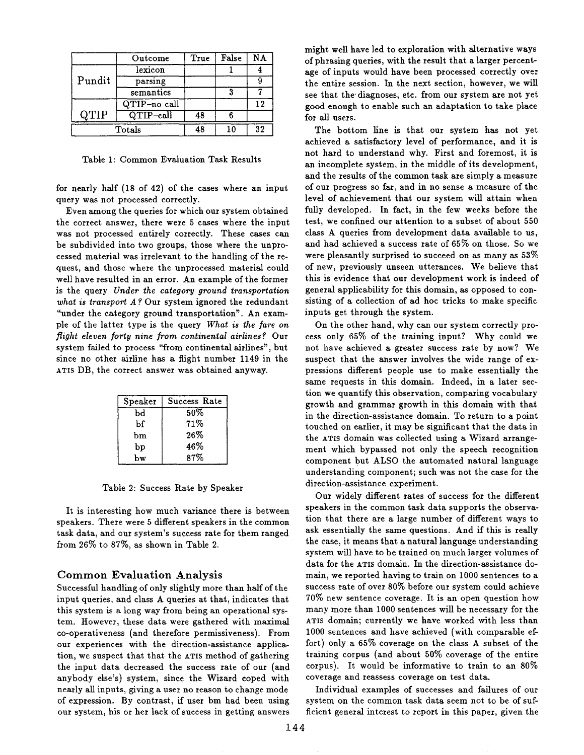| | Outcome | True | False | NA |
|---|---|---|---|---|
| Pundit | lexicon | | 1 | 4 |
| | parsing | | | 9 |
| | semantics | | 3 | 7 |
| QTIP | QTIP–no call | | | 12 |
| | QTIP–call | 48 | 6 | |
| Totals | | 48 | 10 | 32 |

Table 1: Common Evaluation Task Results

for nearly half (18 of 42) of the cases where an input query was not processed correctly.

Even among the queries for which our system obtained the correct answer, there were 5 cases where the input was not processed entirely correctly. These cases can be subdivided into two groups, those where the unprocessed material was irrelevant to the handling of the request, and those where the unprocessed material could well have resulted in an error. An example of the former is the query *Under the category ground transportation what is transport A?* Our system ignored the redundant "under the category ground transportation". An example of the latter type is the query *What is the fare on flight eleven forty nine from continental airlines?* Our system failed to process "from continental airlines", but since no other airline has a flight number 1149 in the ATIS DB, the correct answer was obtained anyway.

| Speaker | Success Rate |
|---|---|
| bd | 50% |
| bf | 71% |
| bm | 26% |
| bp | 46% |
| bw | 87% |

Table 2: Success Rate by Speaker

It is interesting how much variance there is between speakers. There were 5 different speakers in the common task data, and our system's success rate for them ranged from 26% to 87%, as shown in Table 2.

## Common Evaluation Analysis

Successful handling of only slightly more than half of the input queries, and class A queries at that, indicates that this system is a long way from being an operational system. However, these data were gathered with maximal co-operativeness (and therefore permissiveness). From our experiences with the direction-assistance application, we suspect that that the ATIS method of gathering the input data decreased the success rate of our (and anybody else's) system, since the Wizard coped with nearly all inputs, giving a user no reason to change mode of expression. By contrast, if user bm had been using our system, his or her lack of success in getting answers might well have led to exploration with alternative ways of phrasing queries, with the result that a larger percentage of inputs would have been processed correctly over the entire session. In the next section, however, we will see that the diagnoses, etc. from our system are not yet good enough to enable such an adaptation to take place for all users.

The bottom line is that our system has not yet achieved a satisfactory level of performance, and it is not hard to understand why. First and foremost, it is an incomplete system, in the middle of its development, and the results of the common task are simply a measure of our progress so far, and in no sense a measure of the level of achievement that our system will attain when fully developed. In fact, in the few weeks before the test, we confined our attention to a subset of about 550 class A queries from development data available to us, and had achieved a success rate of 65% on those. So we were pleasantly surprised to succeed on as many as 53% of new, previously unseen utterances. We believe that this is evidence that our development work is indeed of general applicability for this domain, as opposed to consisting of a collection of ad hoc tricks to make specific inputs get through the system.

On the other hand, why can our system correctly process only 65% of the training input? Why could we not have achieved a greater success rate by now? We suspect that the answer involves the wide range of expressions different people use to make essentially the same requests in this domain. Indeed, in a later section we quantify this observation, comparing vocabulary growth and grammar growth in this domain with that in the direction-assistance domain. To return to a point touched on earlier, it may be significant that the data in the ATIS domain was collected using a Wizard arrangement which bypassed not only the speech recognition component but ALSO the automated natural language understanding component; such was not the case for the direction-assistance experiment.

Our widely different rates of success for the different speakers in the common task data supports the observation that there are a large number of different ways to ask essentially the same questions. And if this is really the case, it means that a natural language understanding system will have to be trained on much larger volumes of data for the ATIS domain. In the direction-assistance domain, we reported having to train on 1000 sentences to a success rate of over 80% before our system could achieve 70% new sentence coverage. It is an open question how many more than 1000 sentences will be necessary for the ATIS domain; currently we have worked with less than 1000 sentences and have achieved (with comparable effort) only a 65% coverage on the class A subset of the training corpus (and about 50% coverage of the entire corpus). It would be informative to train to an 80% coverage and reassess coverage on test data.

Individual examples of successes and failures of our system on the common task data seem not to be of sufficient general interest to report in this paper, given the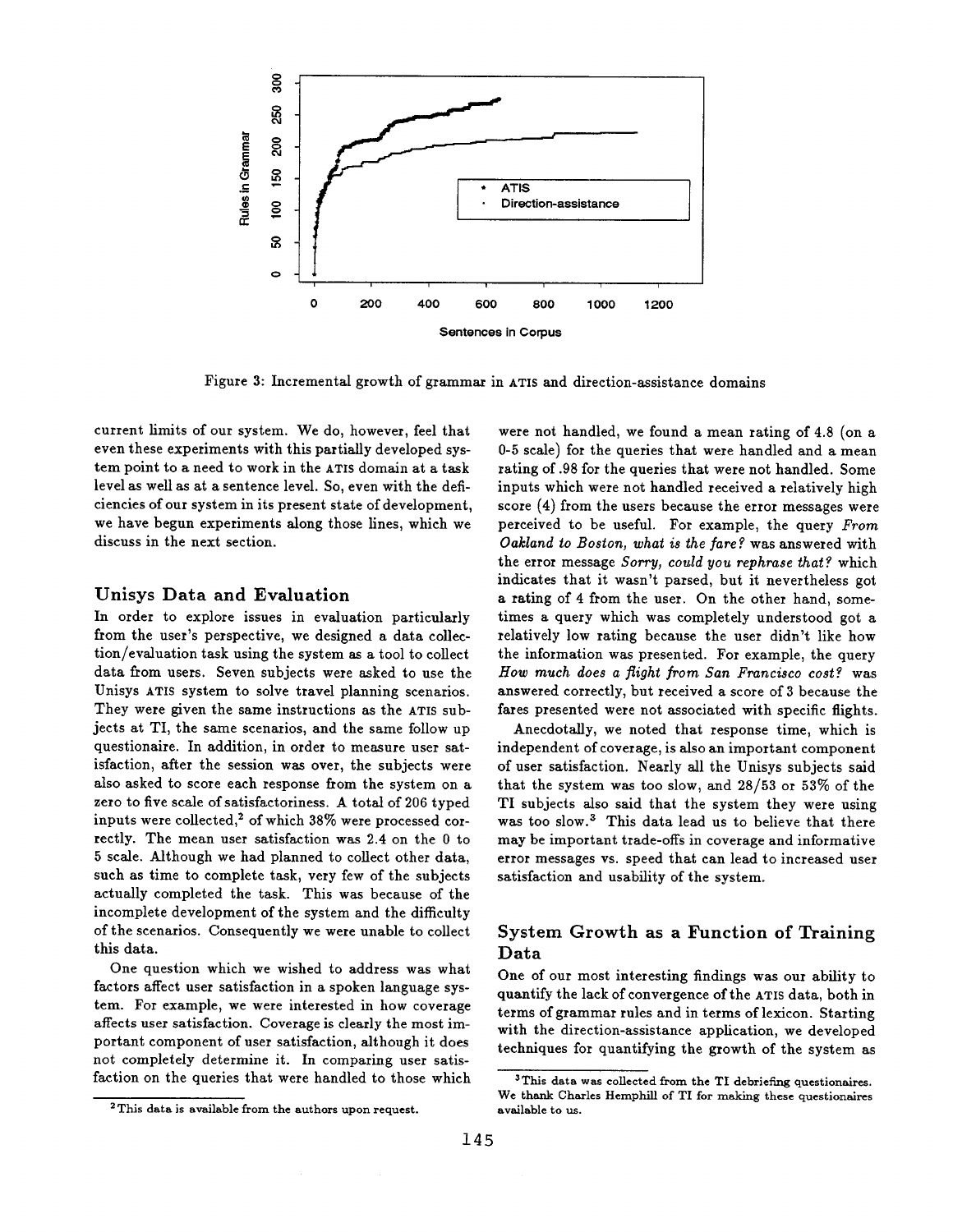Figure 3: Incremental growth of grammar in ATIS and direction-assistance domains

current limits of our system. We do, however, feel that even these experiments with this partially developed system point to a need to work in the ATIS domain at a task level as well as at a sentence level. So, even with the deficiencies of our system in its present state of development, we have begun experiments along those lines, which we discuss in the next section.

## Unisys Data and Evaluation

In order to explore issues in evaluation particularly from the user's perspective, we designed a data collection/evaluation task using the system as a tool to collect data from users. Seven subjects were asked to use the Unisys ATIS system to solve travel planning scenarios. They were given the same instructions as the ATIS subjects at TI, the same scenarios, and the same follow up questionaire. In addition, in order to measure user satisfaction, after the session was over, the subjects were also asked to score each response from the system on a zero to five scale of satisfactoriness. A total of 206 typed inputs were collected,[2] of which 38% were processed correctly. The mean user satisfaction was 2.4 on the 0 to 5 scale. Although we had planned to collect other data, such as time to complete task, very few of the subjects actually completed the task. This was because of the incomplete development of the system and the difficulty of the scenarios. Consequently we were unable to collect this data.

One question which we wished to address was what factors affect user satisfaction in a spoken language system. For example, we were interested in how coverage affects user satisfaction. Coverage is clearly the most important component of user satisfaction, although it does not completely determine it. In comparing user satisfaction on the queries that were handled to those which were not handled, we found a mean rating of 4.8 (on a 0-5 scale) for the queries that were handled and a mean rating of .98 for the queries that were not handled. Some inputs which were not handled received a relatively high score (4) from the users because the error messages were perceived to be useful. For example, the query *From Oakland to Boston, what is the fare?* was answered with the error message *Sorry, could you rephrase that?* which indicates that it wasn't parsed, but it nevertheless got a rating of 4 from the user. On the other hand, sometimes a query which was completely understood got a relatively low rating because the user didn't like how the information was presented. For example, the query *How much does a flight from San Francisco cost?* was answered correctly, but received a score of 3 because the fares presented were not associated with specific flights.

Anecdotally, we noted that response time, which is independent of coverage, is also an important component of user satisfaction. Nearly all the Unisys subjects said that the system was too slow, and 28/53 or 53% of the TI subjects also said that the system they were using was too slow.[3] This data lead us to believe that there may be important trade-offs in coverage and informative error messages vs. speed that can lead to increased user satisfaction and usability of the system.

## System Growth as a Function of Training Data

One of our most interesting findings was our ability to quantify the lack of convergence of the ATIS data, both in terms of grammar rules and in terms of lexicon. Starting with the direction-assistance application, we developed techniques for quantifying the growth of the system as

[2] This data is available from the authors upon request.

[3] This data was collected from the TI debriefing questionaires. We thank Charles Hemphill of TI for making these questionaires available to us.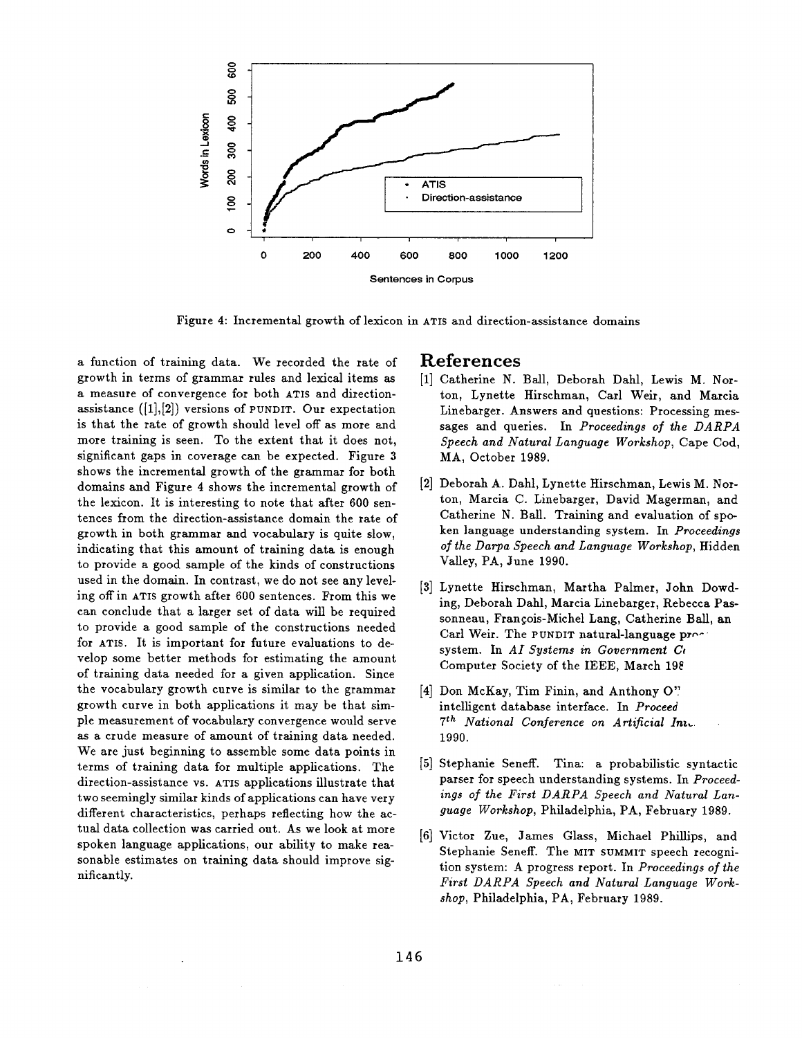0 100 200 300 400 500 600

Words in Lexicon

0 200 400 600 800 1000 1200

Sentences in Corpus

ATIS

Direction-assistance

Figure 4: Incremental growth of lexicon in ATIS and direction-assistance domains

a function of training data. We recorded the rate of growth in terms of grammar rules and lexical items as a measure of convergence for both ATIS and direction-assistance ([1],[2]) versions of PUNDIT. Our expectation is that the rate of growth should level off as more and more training is seen. To the extent that it does not, significant gaps in coverage can be expected. Figure 3 shows the incremental growth of the grammar for both domains and Figure 4 shows the incremental growth of the lexicon. It is interesting to note that after 600 sentences from the direction-assistance domain the rate of growth in both grammar and vocabulary is quite slow, indicating that this amount of training data is enough to provide a good sample of the kinds of constructions used in the domain. In contrast, we do not see any leveling off in ATIS growth after 600 sentences. From this we can conclude that a larger set of data will be required to provide a good sample of the constructions needed for ATIS. It is important for future evaluations to develop some better methods for estimating the amount of training data needed for a given application. Since the vocabulary growth curve is similar to the grammar growth curve in both applications it may be that simple measurement of vocabulary convergence would serve as a crude measure of amount of training data needed. We are just beginning to assemble some data points in terms of training data for multiple applications. The direction-assistance vs. ATIS applications illustrate that two seemingly similar kinds of applications can have very different characteristics, perhaps reflecting how the actual data collection was carried out. As we look at more spoken language applications, our ability to make reasonable estimates on training data should improve significantly.

# References

[1] Catherine N. Ball, Deborah Dahl, Lewis M. Norton, Lynette Hirschman, Carl Weir, and Marcia Linebarger. Answers and questions: Processing messages and queries. In *Proceedings of the DARPA Speech and Natural Language Workshop*, Cape Cod, MA, October 1989.

[2] Deborah A. Dahl, Lynette Hirschman, Lewis M. Norton, Marcia C. Linebarger, David Magerman, and Catherine N. Ball. Training and evaluation of spoken language understanding system. In *Proceedings of the Darpa Speech and Language Workshop*, Hidden Valley, PA, June 1990.

[3] Lynette Hirschman, Martha Palmer, John Dowding, Deborah Dahl, Marcia Linebarger, Rebecca Passonneau, François-Michel Lang, Catherine Ball, an Carl Weir. The PUNDIT natural-language pro system. In *AI Systems in Government C* Computer Society of the IEEE, March 198

[4] Don McKay, Tim Finin, and Anthony O' intelligent database interface. In *Proceed 7th National Conference on Artificial In* 1990.

[5] Stephanie Seneff. Tina: a probabilistic syntactic parser for speech understanding systems. In *Proceedings of the First DARPA Speech and Natural Language Workshop*, Philadelphia, PA, February 1989.

[6] Victor Zue, James Glass, Michael Phillips, and Stephanie Seneff. The MIT SUMMIT speech recognition system: A progress report. In *Proceedings of the First DARPA Speech and Natural Language Workshop*, Philadelphia, PA, February 1989.